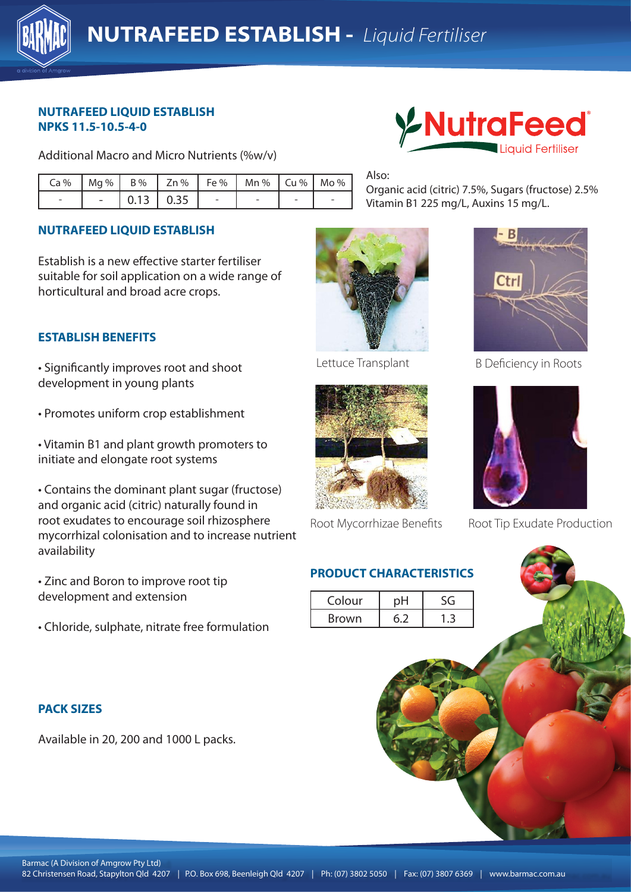# NUTRAFEED ESTABLISH - *Liquid Fertiliser*

**NUTRAFEED LIQUID ESTABLISH**
**NPKS 11.5-10.5-4-0**

Additional Macro and Micro Nutrients (%w/v)

| Ca % | Mg % | B % | Zn % | Fe % | Mn % | Cu % | Mo % |
|---|---|---|---|---|---|---|---|
| - | - | 0.13 | 0.35 | - | - | - | - |

Also:
Organic acid (citric) 7.5%, Sugars (fructose) 2.5%
Vitamin B1 225 mg/L, Auxins 15 mg/L.

## NUTRAFEED LIQUID ESTABLISH

Establish is a new effective starter fertiliser suitable for soil application on a wide range of horticultural and broad acre crops.

## ESTABLISH BENEFITS

- Significantly improves root and shoot development in young plants
- Promotes uniform crop establishment
- Vitamin B1 and plant growth promoters to initiate and elongate root systems
- Contains the dominant plant sugar (fructose) and organic acid (citric) naturally found in root exudates to encourage soil rhizosphere mycorrhizal colonisation and to increase nutrient availability
- Zinc and Boron to improve root tip development and extension
- Chloride, sulphate, nitrate free formulation

Lettuce Transplant

B Deficiency in Roots

Root Mycorrhizae Benefits

Root Tip Exudate Production

## PRODUCT CHARACTERISTICS

| Colour | pH | SG |
|---|---|---|
| Brown | 6.2 | 1.3 |

## PACK SIZES

Available in 20, 200 and 1000 L packs.

Barmac (A Division of Amgrow Pty Ltd)
82 Christensen Road, Stapylton Qld 4207 | P.O. Box 698, Beenleigh Qld 4207 | Ph: (07) 3802 5050 | Fax: (07) 3807 6369 | www.barmac.com.au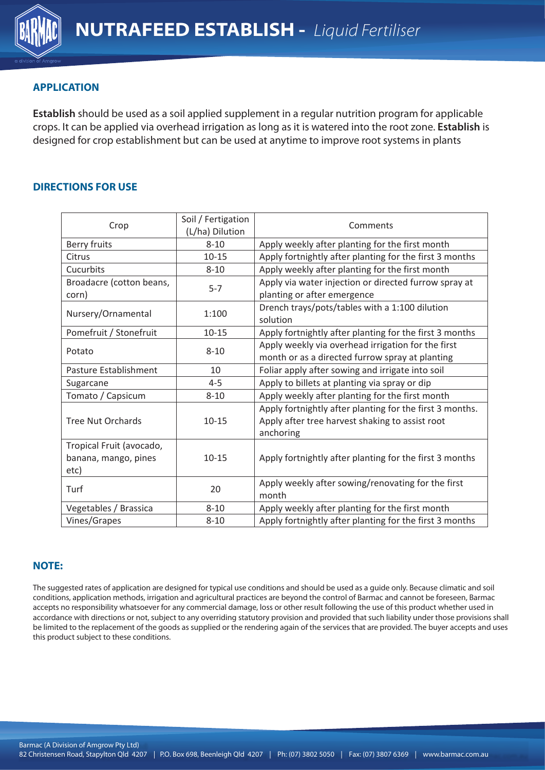# NUTRAFEED ESTABLISH - *Liquid Fertiliser*

## APPLICATION

**Establish** should be used as a soil applied supplement in a regular nutrition program for applicable crops. It can be applied via overhead irrigation as long as it is watered into the root zone. **Establish** is designed for crop establishment but can be used at anytime to improve root systems in plants

## DIRECTIONS FOR USE

| Crop | Soil / Fertigation (L/ha) Dilution | Comments |
|---|---|---|
| Berry fruits | 8-10 | Apply weekly after planting for the first month |
| Citrus | 10-15 | Apply fortnightly after planting for the first 3 months |
| Cucurbits | 8-10 | Apply weekly after planting for the first month |
| Broadacre (cotton beans, corn) | 5-7 | Apply via water injection or directed furrow spray at planting or after emergence |
| Nursery/Ornamental | 1:100 | Drench trays/pots/tables with a 1:100 dilution solution |
| Pomefruit / Stonefruit | 10-15 | Apply fortnightly after planting for the first 3 months |
| Potato | 8-10 | Apply weekly via overhead irrigation for the first month or as a directed furrow spray at planting |
| Pasture Establishment | 10 | Foliar apply after sowing and irrigate into soil |
| Sugarcane | 4-5 | Apply to billets at planting via spray or dip |
| Tomato / Capsicum | 8-10 | Apply weekly after planting for the first month |
| Tree Nut Orchards | 10-15 | Apply fortnightly after planting for the first 3 months. Apply after tree harvest shaking to assist root anchoring |
| Tropical Fruit (avocado, banana, mango, pines etc) | 10-15 | Apply fortnightly after planting for the first 3 months |
| Turf | 20 | Apply weekly after sowing/renovating for the first month |
| Vegetables / Brassica | 8-10 | Apply weekly after planting for the first month |
| Vines/Grapes | 8-10 | Apply fortnightly after planting for the first 3 months |

## NOTE:

The suggested rates of application are designed for typical use conditions and should be used as a guide only. Because climatic and soil conditions, application methods, irrigation and agricultural practices are beyond the control of Barmac and cannot be foreseen, Barmac accepts no responsibility whatsoever for any commercial damage, loss or other result following the use of this product whether used in accordance with directions or not, subject to any overriding statutory provision and provided that such liability under those provisions shall be limited to the replacement of the goods as supplied or the rendering again of the services that are provided. The buyer accepts and uses this product subject to these conditions.

Barmac (A Division of Amgrow Pty Ltd)
82 Christensen Road, Stapylton Qld 4207 | P.O. Box 698, Beenleigh Qld 4207 | Ph: (07) 3802 5050 | Fax: (07) 3807 6369 | www.barmac.com.au